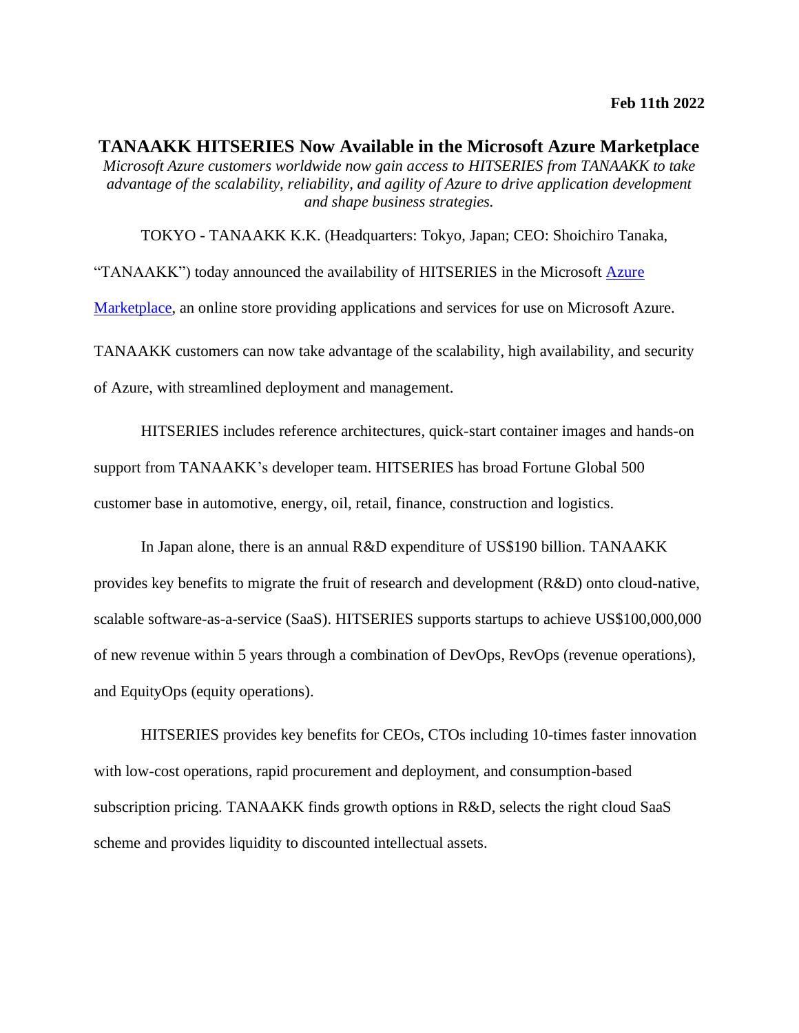**Feb 11th 2022**

# TANAAKK HITSERIES Now Available in the Microsoft Azure Marketplace

*Microsoft Azure customers worldwide now gain access to HITSERIES from TANAAKK to take advantage of the scalability, reliability, and agility of Azure to drive application development and shape business strategies.*

TOKYO - TANAAKK K.K. (Headquarters: Tokyo, Japan; CEO: Shoichiro Tanaka, "TANAAKK") today announced the availability of HITSERIES in the Microsoft Azure Marketplace, an online store providing applications and services for use on Microsoft Azure. TANAAKK customers can now take advantage of the scalability, high availability, and security of Azure, with streamlined deployment and management.

HITSERIES includes reference architectures, quick-start container images and hands-on support from TANAAKK's developer team. HITSERIES has broad Fortune Global 500 customer base in automotive, energy, oil, retail, finance, construction and logistics.

In Japan alone, there is an annual R&D expenditure of US$190 billion. TANAAKK provides key benefits to migrate the fruit of research and development (R&D) onto cloud-native, scalable software-as-a-service (SaaS). HITSERIES supports startups to achieve US$100,000,000 of new revenue within 5 years through a combination of DevOps, RevOps (revenue operations), and EquityOps (equity operations).

HITSERIES provides key benefits for CEOs, CTOs including 10-times faster innovation with low-cost operations, rapid procurement and deployment, and consumption-based subscription pricing. TANAAKK finds growth options in R&D, selects the right cloud SaaS scheme and provides liquidity to discounted intellectual assets.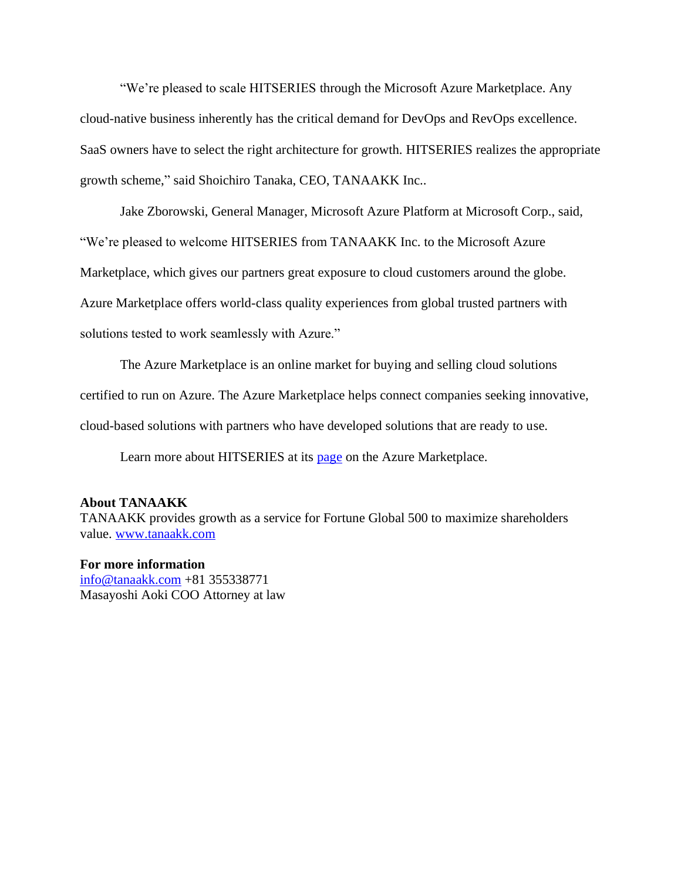"We're pleased to scale HITSERIES through the Microsoft Azure Marketplace. Any cloud-native business inherently has the critical demand for DevOps and RevOps excellence. SaaS owners have to select the right architecture for growth. HITSERIES realizes the appropriate growth scheme," said Shoichiro Tanaka, CEO, TANAAKK Inc..

Jake Zborowski, General Manager, Microsoft Azure Platform at Microsoft Corp., said, "We're pleased to welcome HITSERIES from TANAAKK Inc. to the Microsoft Azure Marketplace, which gives our partners great exposure to cloud customers around the globe. Azure Marketplace offers world-class quality experiences from global trusted partners with solutions tested to work seamlessly with Azure."

The Azure Marketplace is an online market for buying and selling cloud solutions certified to run on Azure. The Azure Marketplace helps connect companies seeking innovative, cloud-based solutions with partners who have developed solutions that are ready to use.

Learn more about HITSERIES at its page on the Azure Marketplace.

**About TANAAKK**
TANAAKK provides growth as a service for Fortune Global 500 to maximize shareholders value. www.tanaakk.com

**For more information**
info@tanaakk.com +81 355338771
Masayoshi Aoki COO Attorney at law